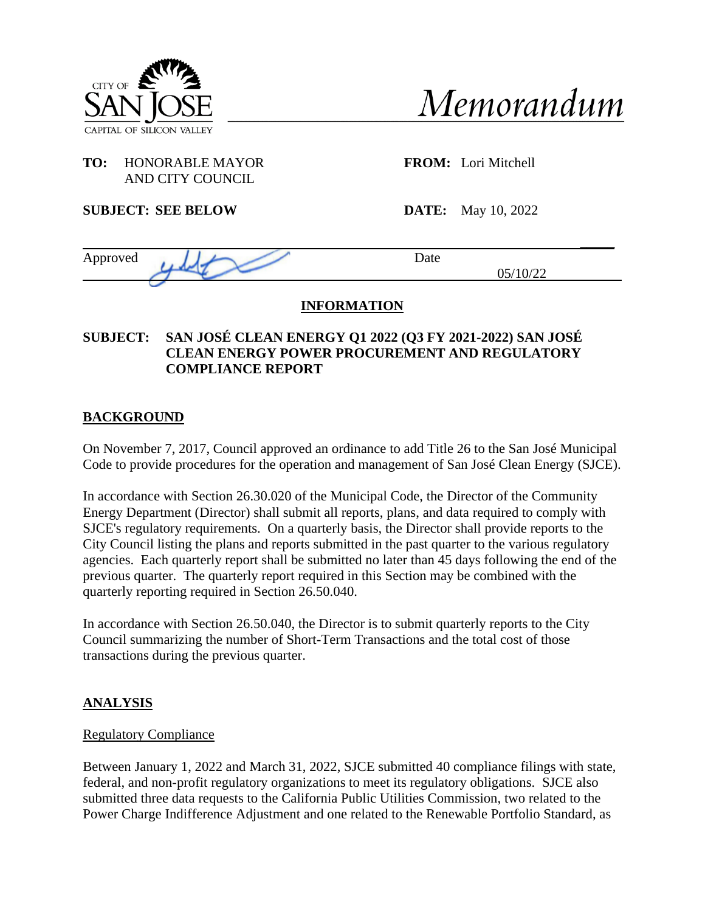CITY OF SAN JOSE
CAPITAL OF SILICON VALLEY

# Memorandum

**TO:** HONORABLE MAYOR AND CITY COUNCIL

**FROM:** Lori Mitchell

**SUBJECT: SEE BELOW**

**DATE:** May 10, 2022

Approved | Date 05/10/22

**INFORMATION**

**SUBJECT: SAN JOSÉ CLEAN ENERGY Q1 2022 (Q3 FY 2021-2022) SAN JOSÉ CLEAN ENERGY POWER PROCUREMENT AND REGULATORY COMPLIANCE REPORT**

## BACKGROUND

On November 7, 2017, Council approved an ordinance to add Title 26 to the San José Municipal Code to provide procedures for the operation and management of San José Clean Energy (SJCE).

In accordance with Section 26.30.020 of the Municipal Code, the Director of the Community Energy Department (Director) shall submit all reports, plans, and data required to comply with SJCE's regulatory requirements. On a quarterly basis, the Director shall provide reports to the City Council listing the plans and reports submitted in the past quarter to the various regulatory agencies. Each quarterly report shall be submitted no later than 45 days following the end of the previous quarter. The quarterly report required in this Section may be combined with the quarterly reporting required in Section 26.50.040.

In accordance with Section 26.50.040, the Director is to submit quarterly reports to the City Council summarizing the number of Short-Term Transactions and the total cost of those transactions during the previous quarter.

## ANALYSIS

### Regulatory Compliance

Between January 1, 2022 and March 31, 2022, SJCE submitted 40 compliance filings with state, federal, and non-profit regulatory organizations to meet its regulatory obligations. SJCE also submitted three data requests to the California Public Utilities Commission, two related to the Power Charge Indifference Adjustment and one related to the Renewable Portfolio Standard, as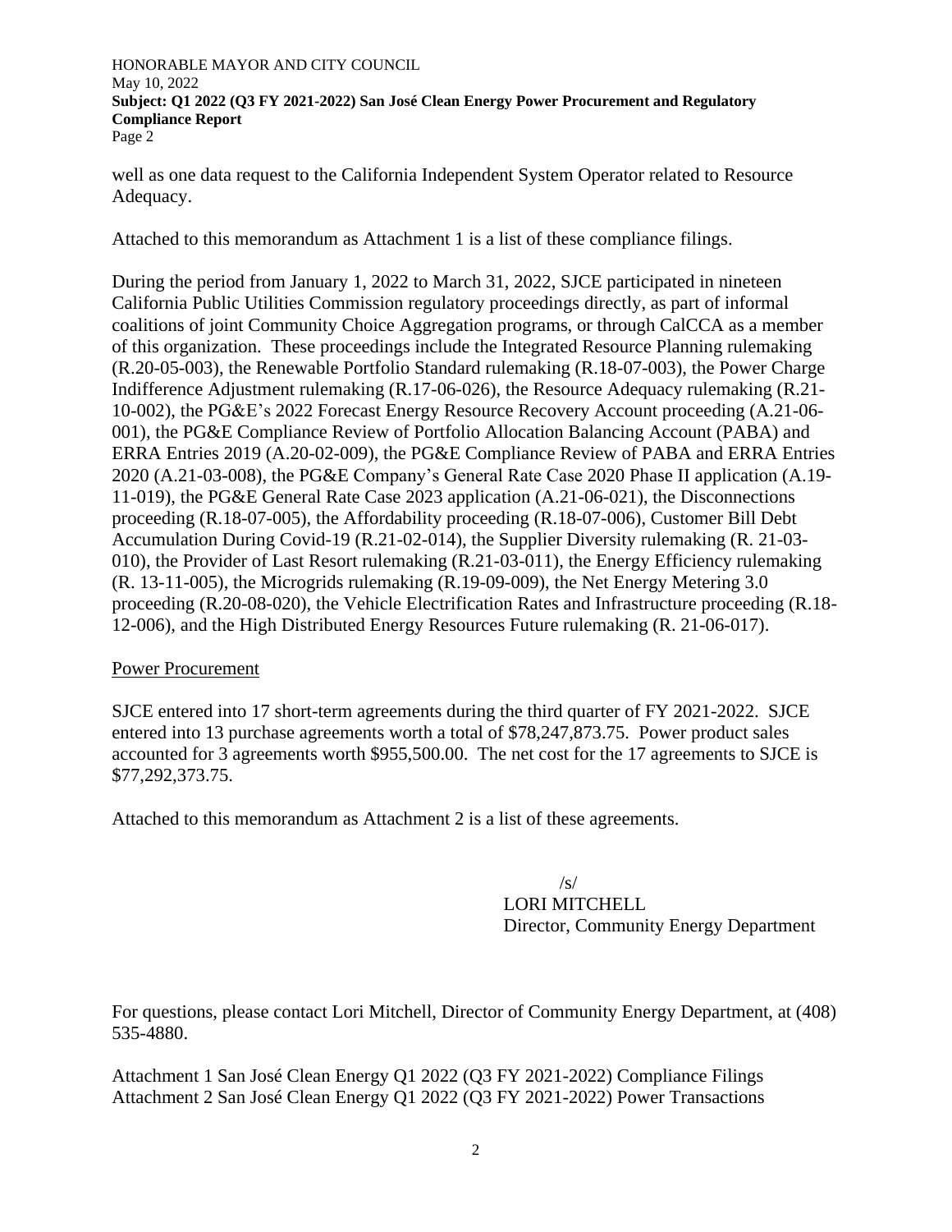well as one data request to the California Independent System Operator related to Resource Adequacy.

Attached to this memorandum as Attachment 1 is a list of these compliance filings.

During the period from January 1, 2022 to March 31, 2022, SJCE participated in nineteen California Public Utilities Commission regulatory proceedings directly, as part of informal coalitions of joint Community Choice Aggregation programs, or through CalCCA as a member of this organization. These proceedings include the Integrated Resource Planning rulemaking (R.20-05-003), the Renewable Portfolio Standard rulemaking (R.18-07-003), the Power Charge Indifference Adjustment rulemaking (R.17-06-026), the Resource Adequacy rulemaking (R.21-10-002), the PG&E's 2022 Forecast Energy Resource Recovery Account proceeding (A.21-06-001), the PG&E Compliance Review of Portfolio Allocation Balancing Account (PABA) and ERRA Entries 2019 (A.20-02-009), the PG&E Compliance Review of PABA and ERRA Entries 2020 (A.21-03-008), the PG&E Company's General Rate Case 2020 Phase II application (A.19-11-019), the PG&E General Rate Case 2023 application (A.21-06-021), the Disconnections proceeding (R.18-07-005), the Affordability proceeding (R.18-07-006), Customer Bill Debt Accumulation During Covid-19 (R.21-02-014), the Supplier Diversity rulemaking (R. 21-03-010), the Provider of Last Resort rulemaking (R.21-03-011), the Energy Efficiency rulemaking (R. 13-11-005), the Microgrids rulemaking (R.19-09-009), the Net Energy Metering 3.0 proceeding (R.20-08-020), the Vehicle Electrification Rates and Infrastructure proceeding (R.18-12-006), and the High Distributed Energy Resources Future rulemaking (R. 21-06-017).

## Power Procurement

SJCE entered into 17 short-term agreements during the third quarter of FY 2021-2022. SJCE entered into 13 purchase agreements worth a total of $78,247,873.75. Power product sales accounted for 3 agreements worth $955,500.00. The net cost for the 17 agreements to SJCE is $77,292,373.75.

Attached to this memorandum as Attachment 2 is a list of these agreements.

/s/
LORI MITCHELL
Director, Community Energy Department

For questions, please contact Lori Mitchell, Director of Community Energy Department, at (408) 535-4880.

Attachment 1 San José Clean Energy Q1 2022 (Q3 FY 2021-2022) Compliance Filings
Attachment 2 San José Clean Energy Q1 2022 (Q3 FY 2021-2022) Power Transactions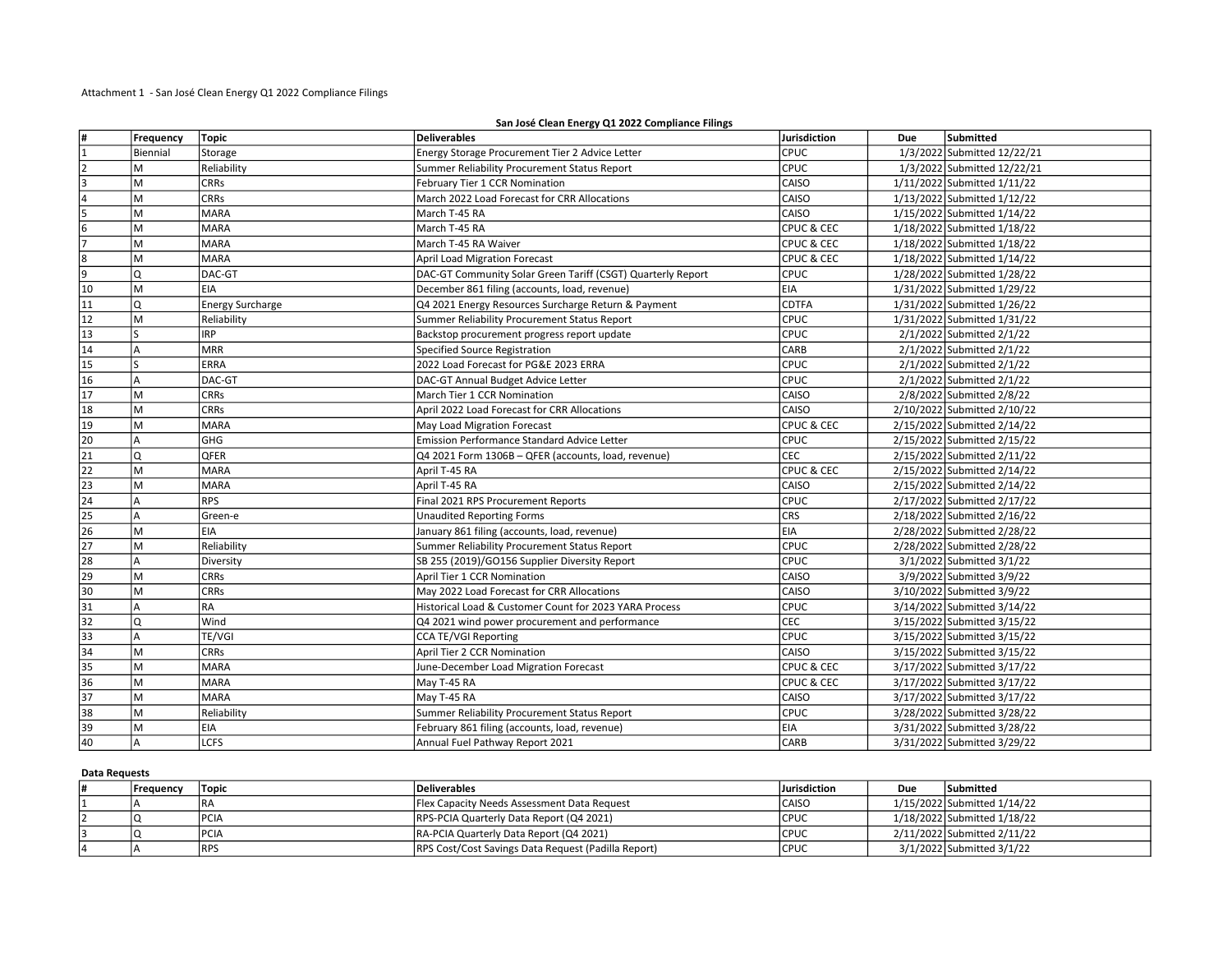Attachment 1 - San José Clean Energy Q1 2022 Compliance Filings

**San José Clean Energy Q1 2022 Compliance Filings**

| # | Frequency | Topic | Deliverables | Jurisdiction | Due | Submitted |
|---|---|---|---|---|---|---|
| 1 | Biennial | Storage | Energy Storage Procurement Tier 2 Advice Letter | CPUC | 1/3/2022 | Submitted 12/22/21 |
| 2 | M | Reliability | Summer Reliability Procurement Status Report | CPUC | 1/3/2022 | Submitted 12/22/21 |
| 3 | M | CRRs | February Tier 1 CCR Nomination | CAISO | 1/11/2022 | Submitted 1/11/22 |
| 4 | M | CRRs | March 2022 Load Forecast for CRR Allocations | CAISO | 1/13/2022 | Submitted 1/12/22 |
| 5 | M | MARA | March T-45 RA | CAISO | 1/15/2022 | Submitted 1/14/22 |
| 6 | M | MARA | March T-45 RA | CPUC & CEC | 1/18/2022 | Submitted 1/18/22 |
| 7 | M | MARA | March T-45 RA Waiver | CPUC & CEC | 1/18/2022 | Submitted 1/18/22 |
| 8 | M | MARA | April Load Migration Forecast | CPUC & CEC | 1/18/2022 | Submitted 1/14/22 |
| 9 | Q | DAC-GT | DAC-GT Community Solar Green Tariff (CSGT) Quarterly Report | CPUC | 1/28/2022 | Submitted 1/28/22 |
| 10 | M | EIA | December 861 filing (accounts, load, revenue) | EIA | 1/31/2022 | Submitted 1/29/22 |
| 11 | Q | Energy Surcharge | Q4 2021 Energy Resources Surcharge Return & Payment | CDTFA | 1/31/2022 | Submitted 1/26/22 |
| 12 | M | Reliability | Summer Reliability Procurement Status Report | CPUC | 1/31/2022 | Submitted 1/31/22 |
| 13 | S | IRP | Backstop procurement progress report update | CPUC | 2/1/2022 | Submitted 2/1/22 |
| 14 | A | MRR | Specified Source Registration | CARB | 2/1/2022 | Submitted 2/1/22 |
| 15 | S | ERRA | 2022 Load Forecast for PG&E 2023 ERRA | CPUC | 2/1/2022 | Submitted 2/1/22 |
| 16 | A | DAC-GT | DAC-GT Annual Budget Advice Letter | CPUC | 2/1/2022 | Submitted 2/1/22 |
| 17 | M | CRRs | March Tier 1 CCR Nomination | CAISO | 2/8/2022 | Submitted 2/8/22 |
| 18 | M | CRRs | April 2022 Load Forecast for CRR Allocations | CAISO | 2/10/2022 | Submitted 2/10/22 |
| 19 | M | MARA | May Load Migration Forecast | CPUC & CEC | 2/15/2022 | Submitted 2/14/22 |
| 20 | A | GHG | Emission Performance Standard Advice Letter | CPUC | 2/15/2022 | Submitted 2/15/22 |
| 21 | Q | QFER | Q4 2021 Form 1306B – QFER (accounts, load, revenue) | CEC | 2/15/2022 | Submitted 2/11/22 |
| 22 | M | MARA | April T-45 RA | CPUC & CEC | 2/15/2022 | Submitted 2/14/22 |
| 23 | M | MARA | April T-45 RA | CAISO | 2/15/2022 | Submitted 2/14/22 |
| 24 | A | RPS | Final 2021 RPS Procurement Reports | CPUC | 2/17/2022 | Submitted 2/17/22 |
| 25 | A | Green-e | Unaudited Reporting Forms | CRS | 2/18/2022 | Submitted 2/16/22 |
| 26 | M | EIA | January 861 filing (accounts, load, revenue) | EIA | 2/28/2022 | Submitted 2/28/22 |
| 27 | M | Reliability | Summer Reliability Procurement Status Report | CPUC | 2/28/2022 | Submitted 2/28/22 |
| 28 | A | Diversity | SB 255 (2019)/GO156 Supplier Diversity Report | CPUC | 3/1/2022 | Submitted 3/1/22 |
| 29 | M | CRRs | April Tier 1 CCR Nomination | CAISO | 3/9/2022 | Submitted 3/9/22 |
| 30 | M | CRRs | May 2022 Load Forecast for CRR Allocations | CAISO | 3/10/2022 | Submitted 3/9/22 |
| 31 | A | RA | Historical Load & Customer Count for 2023 YARA Process | CPUC | 3/14/2022 | Submitted 3/14/22 |
| 32 | Q | Wind | Q4 2021 wind power procurement and performance | CEC | 3/15/2022 | Submitted 3/15/22 |
| 33 | A | TE/VGI | CCA TE/VGI Reporting | CPUC | 3/15/2022 | Submitted 3/15/22 |
| 34 | M | CRRs | April Tier 2 CCR Nomination | CAISO | 3/15/2022 | Submitted 3/15/22 |
| 35 | M | MARA | June-December Load Migration Forecast | CPUC & CEC | 3/17/2022 | Submitted 3/17/22 |
| 36 | M | MARA | May T-45 RA | CPUC & CEC | 3/17/2022 | Submitted 3/17/22 |
| 37 | M | MARA | May T-45 RA | CAISO | 3/17/2022 | Submitted 3/17/22 |
| 38 | M | Reliability | Summer Reliability Procurement Status Report | CPUC | 3/28/2022 | Submitted 3/28/22 |
| 39 | M | EIA | February 861 filing (accounts, load, revenue) | EIA | 3/31/2022 | Submitted 3/28/22 |
| 40 | A | LCFS | Annual Fuel Pathway Report 2021 | CARB | 3/31/2022 | Submitted 3/29/22 |

**Data Requests**

| # | Frequency | Topic | Deliverables | Jurisdiction | Due | Submitted |
|---|---|---|---|---|---|---|
| 1 | A | RA | Flex Capacity Needs Assessment Data Request | CAISO | 1/15/2022 | Submitted 1/14/22 |
| 2 | Q | PCIA | RPS-PCIA Quarterly Data Report (Q4 2021) | CPUC | 1/18/2022 | Submitted 1/18/22 |
| 3 | Q | PCIA | RA-PCIA Quarterly Data Report (Q4 2021) | CPUC | 2/11/2022 | Submitted 2/11/22 |
| 4 | A | RPS | RPS Cost/Cost Savings Data Request (Padilla Report) | CPUC | 3/1/2022 | Submitted 3/1/22 |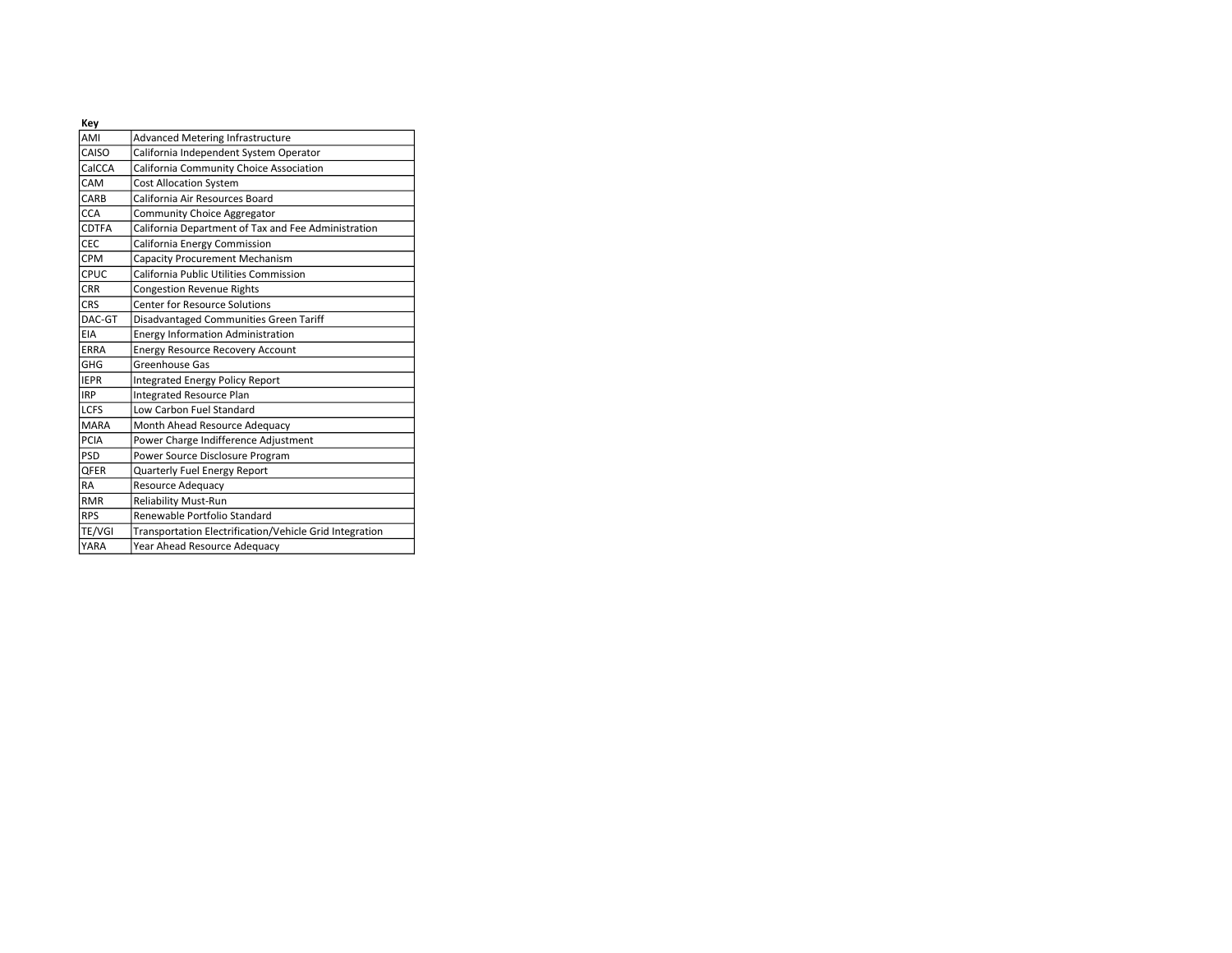**Key**

| | |
|---|---|
| AMI | Advanced Metering Infrastructure |
| CAISO | California Independent System Operator |
| CalCCA | California Community Choice Association |
| CAM | Cost Allocation System |
| CARB | California Air Resources Board |
| CCA | Community Choice Aggregator |
| CDTFA | California Department of Tax and Fee Administration |
| CEC | California Energy Commission |
| CPM | Capacity Procurement Mechanism |
| CPUC | California Public Utilities Commission |
| CRR | Congestion Revenue Rights |
| CRS | Center for Resource Solutions |
| DAC-GT | Disadvantaged Communities Green Tariff |
| EIA | Energy Information Administration |
| ERRA | Energy Resource Recovery Account |
| GHG | Greenhouse Gas |
| IEPR | Integrated Energy Policy Report |
| IRP | Integrated Resource Plan |
| LCFS | Low Carbon Fuel Standard |
| MARA | Month Ahead Resource Adequacy |
| PCIA | Power Charge Indifference Adjustment |
| PSD | Power Source Disclosure Program |
| QFER | Quarterly Fuel Energy Report |
| RA | Resource Adequacy |
| RMR | Reliability Must-Run |
| RPS | Renewable Portfolio Standard |
| TE/VGI | Transportation Electrification/Vehicle Grid Integration |
| YARA | Year Ahead Resource Adequacy |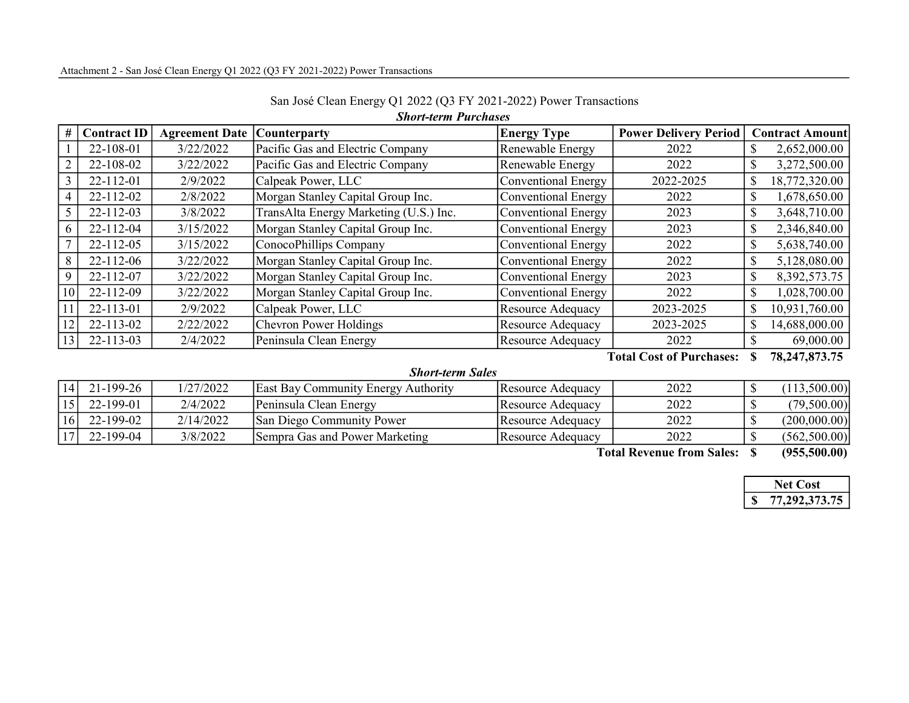Attachment 2 - San José Clean Energy Q1 2022 (Q3 FY 2021-2022) Power Transactions

## San José Clean Energy Q1 2022 (Q3 FY 2021-2022) Power Transactions

***Short-term Purchases***

| # | Contract ID | Agreement Date | Counterparty | Energy Type | Power Delivery Period | Contract Amount |
|---|---|---|---|---|---|---|
| 1 | 22-108-01 | 3/22/2022 | Pacific Gas and Electric Company | Renewable Energy | 2022 | $ 2,652,000.00 |
| 2 | 22-108-02 | 3/22/2022 | Pacific Gas and Electric Company | Renewable Energy | 2022 | $ 3,272,500.00 |
| 3 | 22-112-01 | 2/9/2022 | Calpeak Power, LLC | Conventional Energy | 2022-2025 | $ 18,772,320.00 |
| 4 | 22-112-02 | 2/8/2022 | Morgan Stanley Capital Group Inc. | Conventional Energy | 2022 | $ 1,678,650.00 |
| 5 | 22-112-03 | 3/8/2022 | TransAlta Energy Marketing (U.S.) Inc. | Conventional Energy | 2023 | $ 3,648,710.00 |
| 6 | 22-112-04 | 3/15/2022 | Morgan Stanley Capital Group Inc. | Conventional Energy | 2023 | $ 2,346,840.00 |
| 7 | 22-112-05 | 3/15/2022 | ConocoPhillips Company | Conventional Energy | 2022 | $ 5,638,740.00 |
| 8 | 22-112-06 | 3/22/2022 | Morgan Stanley Capital Group Inc. | Conventional Energy | 2022 | $ 5,128,080.00 |
| 9 | 22-112-07 | 3/22/2022 | Morgan Stanley Capital Group Inc. | Conventional Energy | 2023 | $ 8,392,573.75 |
| 10 | 22-112-09 | 3/22/2022 | Morgan Stanley Capital Group Inc. | Conventional Energy | 2022 | $ 1,028,700.00 |
| 11 | 22-113-01 | 2/9/2022 | Calpeak Power, LLC | Resource Adequacy | 2023-2025 | $ 10,931,760.00 |
| 12 | 22-113-02 | 2/22/2022 | Chevron Power Holdings | Resource Adequacy | 2023-2025 | $ 14,688,000.00 |
| 13 | 22-113-03 | 2/4/2022 | Peninsula Clean Energy | Resource Adequacy | 2022 | $ 69,000.00 |
| | | | | | **Total Cost of Purchases:** | **$ 78,247,873.75** |

***Short-term Sales***

| # | Contract ID | Agreement Date | Counterparty | Energy Type | Power Delivery Period | Contract Amount |
|---|---|---|---|---|---|---|
| 14 | 21-199-26 | 1/27/2022 | East Bay Community Energy Authority | Resource Adequacy | 2022 | $ (113,500.00) |
| 15 | 22-199-01 | 2/4/2022 | Peninsula Clean Energy | Resource Adequacy | 2022 | $ (79,500.00) |
| 16 | 22-199-02 | 2/14/2022 | San Diego Community Power | Resource Adequacy | 2022 | $ (200,000.00) |
| 17 | 22-199-04 | 3/8/2022 | Sempra Gas and Power Marketing | Resource Adequacy | 2022 | $ (562,500.00) |
| | | | | | **Total Revenue from Sales:** | **$ (955,500.00)** |

| Net Cost |
|---|
| **$ 77,292,373.75** |